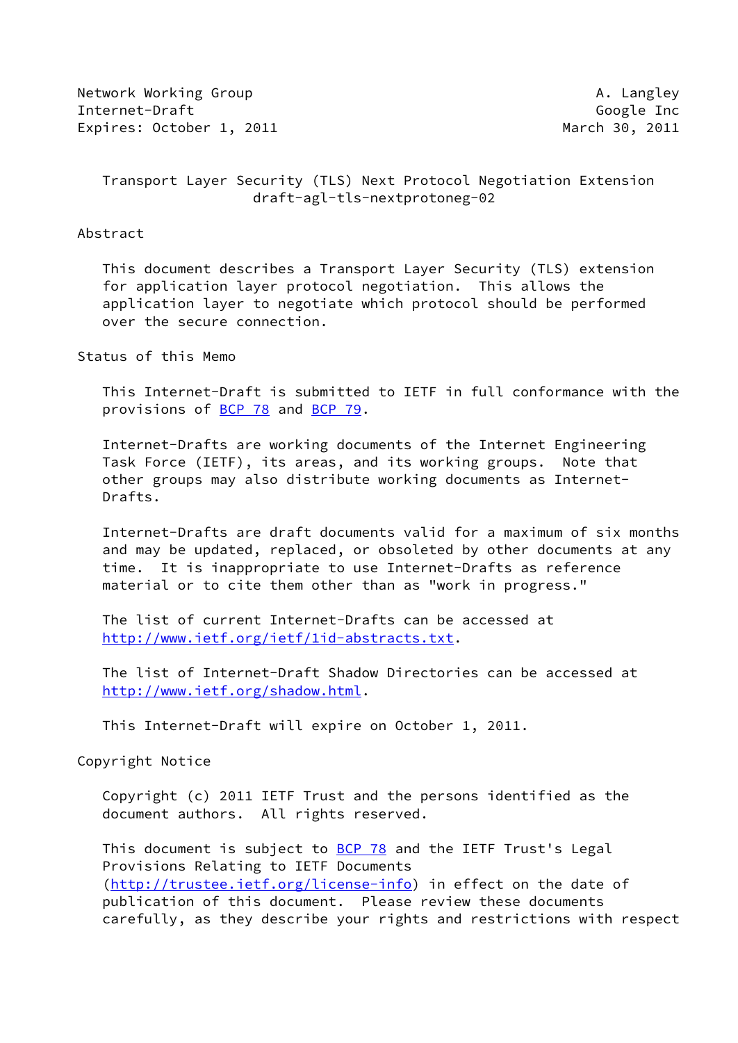Network Working Group A. Langley
Internet-Draft Google Inc
Expires: October 1, 2011 March 30, 2011

# Transport Layer Security (TLS) Next Protocol Negotiation Extension
draft-agl-tls-nextprotoneg-02

## Abstract

This document describes a Transport Layer Security (TLS) extension for application layer protocol negotiation. This allows the application layer to negotiate which protocol should be performed over the secure connection.

## Status of this Memo

This Internet-Draft is submitted to IETF in full conformance with the provisions of BCP 78 and BCP 79.

Internet-Drafts are working documents of the Internet Engineering Task Force (IETF), its areas, and its working groups. Note that other groups may also distribute working documents as Internet-Drafts.

Internet-Drafts are draft documents valid for a maximum of six months and may be updated, replaced, or obsoleted by other documents at any time. It is inappropriate to use Internet-Drafts as reference material or to cite them other than as "work in progress."

The list of current Internet-Drafts can be accessed at http://www.ietf.org/ietf/1id-abstracts.txt.

The list of Internet-Draft Shadow Directories can be accessed at http://www.ietf.org/shadow.html.

This Internet-Draft will expire on October 1, 2011.

## Copyright Notice

Copyright (c) 2011 IETF Trust and the persons identified as the document authors. All rights reserved.

This document is subject to BCP 78 and the IETF Trust's Legal Provisions Relating to IETF Documents (http://trustee.ietf.org/license-info) in effect on the date of publication of this document. Please review these documents carefully, as they describe your rights and restrictions with respect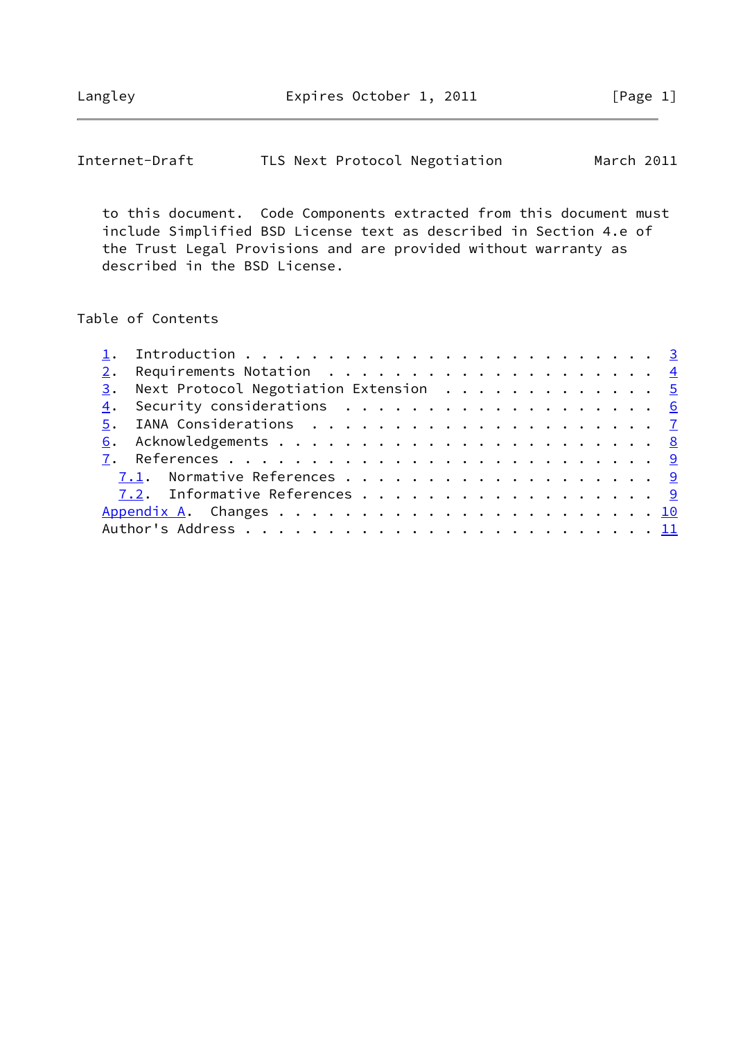to this document. Code Components extracted from this document must include Simplified BSD License text as described in Section 4.e of the Trust Legal Provisions and are provided without warranty as described in the BSD License.

## Table of Contents

1. Introduction . . . . . . . . . . . . . . . . . . . . . . . . . 3
2. Requirements Notation . . . . . . . . . . . . . . . . . . . . 4
3. Next Protocol Negotiation Extension . . . . . . . . . . . . . 5
4. Security considerations . . . . . . . . . . . . . . . . . . . 6
5. IANA Considerations . . . . . . . . . . . . . . . . . . . . . 7
6. Acknowledgements . . . . . . . . . . . . . . . . . . . . . . . 8
7. References . . . . . . . . . . . . . . . . . . . . . . . . . . 9
   - 7.1. Normative References . . . . . . . . . . . . . . . . . . 9
   - 7.2. Informative References . . . . . . . . . . . . . . . . . 9

Appendix A. Changes . . . . . . . . . . . . . . . . . . . . . . . 10
Author's Address . . . . . . . . . . . . . . . . . . . . . . . . . 11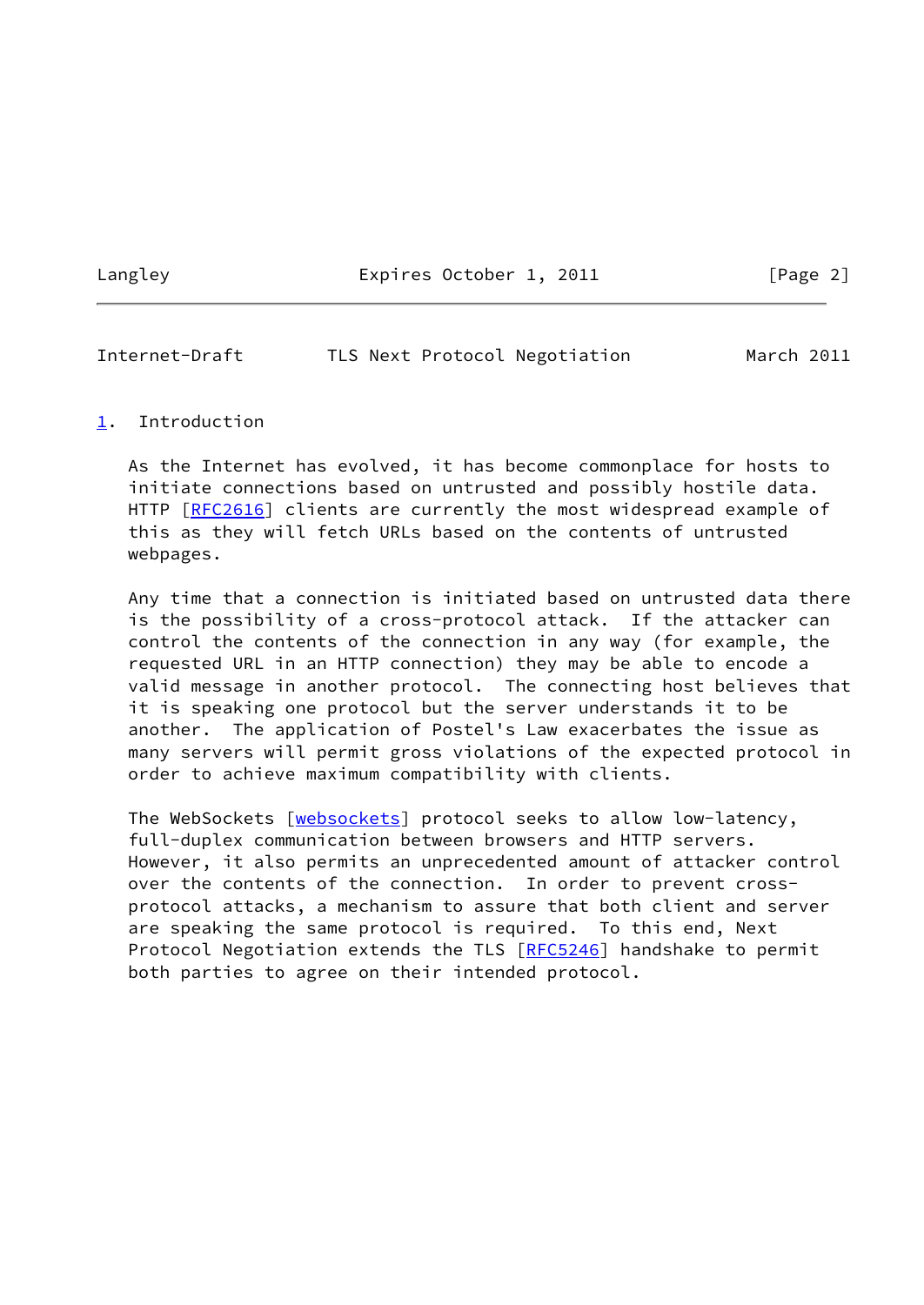# 1. Introduction

As the Internet has evolved, it has become commonplace for hosts to initiate connections based on untrusted and possibly hostile data. HTTP [RFC2616] clients are currently the most widespread example of this as they will fetch URLs based on the contents of untrusted webpages.

Any time that a connection is initiated based on untrusted data there is the possibility of a cross-protocol attack. If the attacker can control the contents of the connection in any way (for example, the requested URL in an HTTP connection) they may be able to encode a valid message in another protocol. The connecting host believes that it is speaking one protocol but the server understands it to be another. The application of Postel's Law exacerbates the issue as many servers will permit gross violations of the expected protocol in order to achieve maximum compatibility with clients.

The WebSockets [websockets] protocol seeks to allow low-latency, full-duplex communication between browsers and HTTP servers. However, it also permits an unprecedented amount of attacker control over the contents of the connection. In order to prevent cross-protocol attacks, a mechanism to assure that both client and server are speaking the same protocol is required. To this end, Next Protocol Negotiation extends the TLS [RFC5246] handshake to permit both parties to agree on their intended protocol.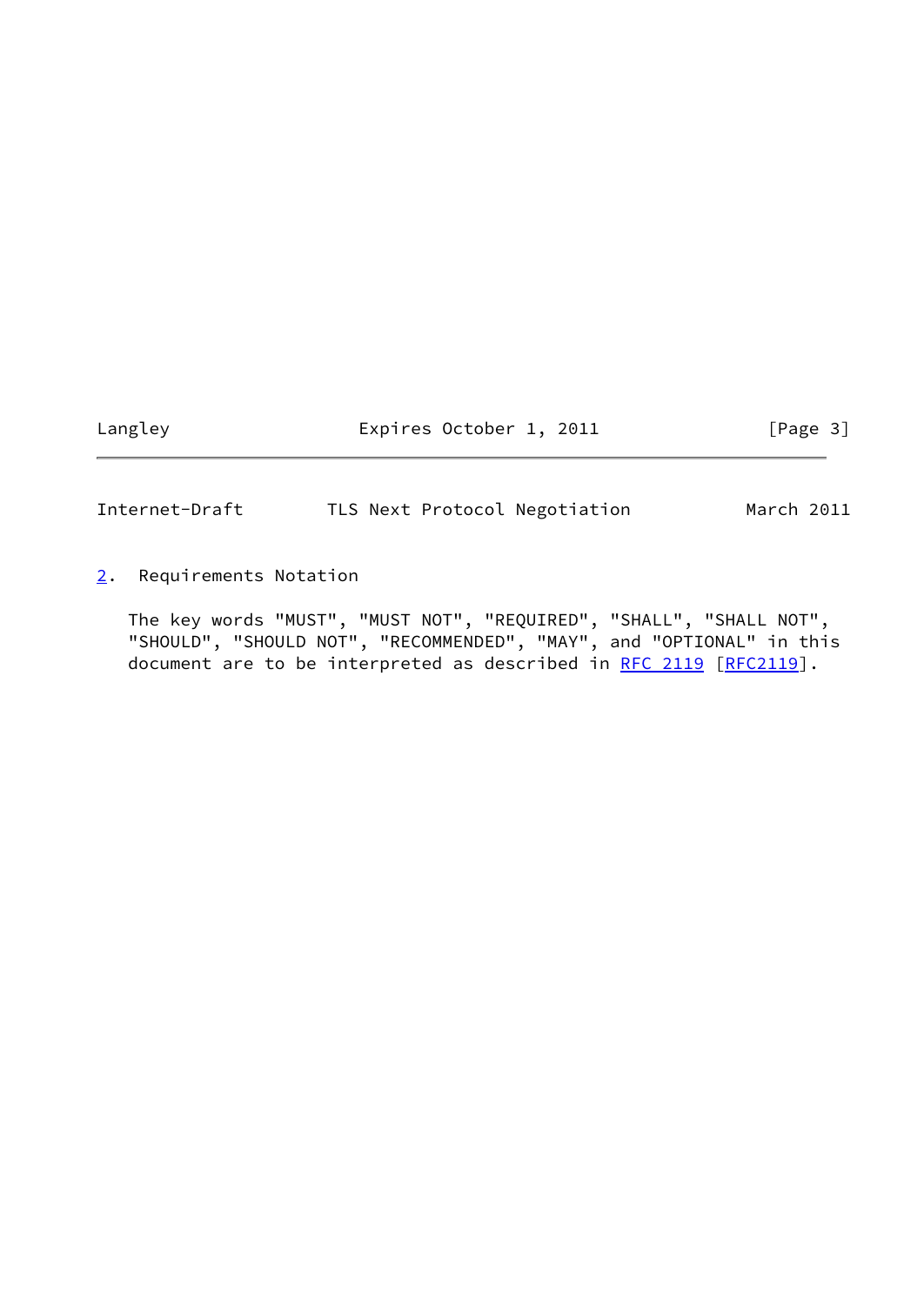## 2. Requirements Notation

The key words "MUST", "MUST NOT", "REQUIRED", "SHALL", "SHALL NOT", "SHOULD", "SHOULD NOT", "RECOMMENDED", "MAY", and "OPTIONAL" in this document are to be interpreted as described in RFC 2119 [RFC2119].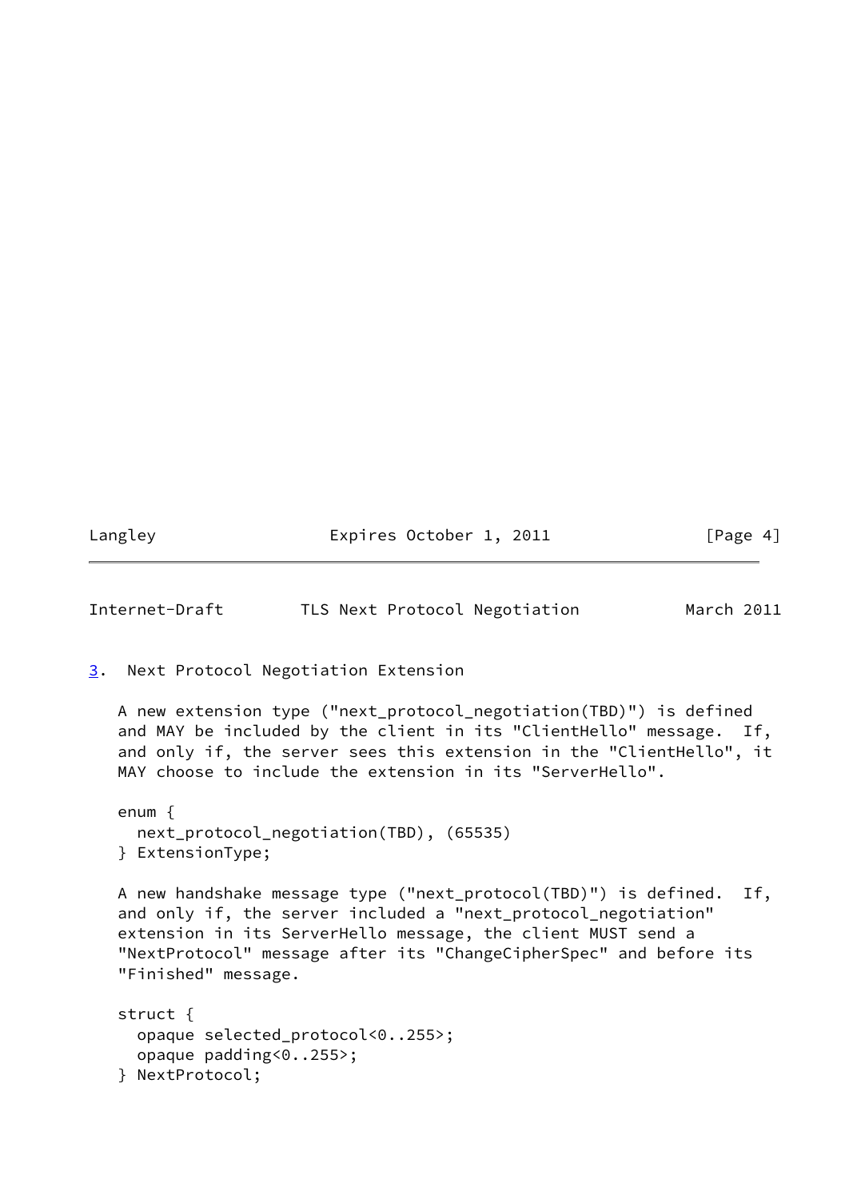## 3. Next Protocol Negotiation Extension

A new extension type ("next_protocol_negotiation(TBD)") is defined and MAY be included by the client in its "ClientHello" message. If, and only if, the server sees this extension in the "ClientHello", it MAY choose to include the extension in its "ServerHello".

```
enum {
  next_protocol_negotiation(TBD), (65535)
} ExtensionType;
```

A new handshake message type ("next_protocol(TBD)") is defined. If, and only if, the server included a "next_protocol_negotiation" extension in its ServerHello message, the client MUST send a "NextProtocol" message after its "ChangeCipherSpec" and before its "Finished" message.

```
struct {
  opaque selected_protocol<0..255>;
  opaque padding<0..255>;
} NextProtocol;
```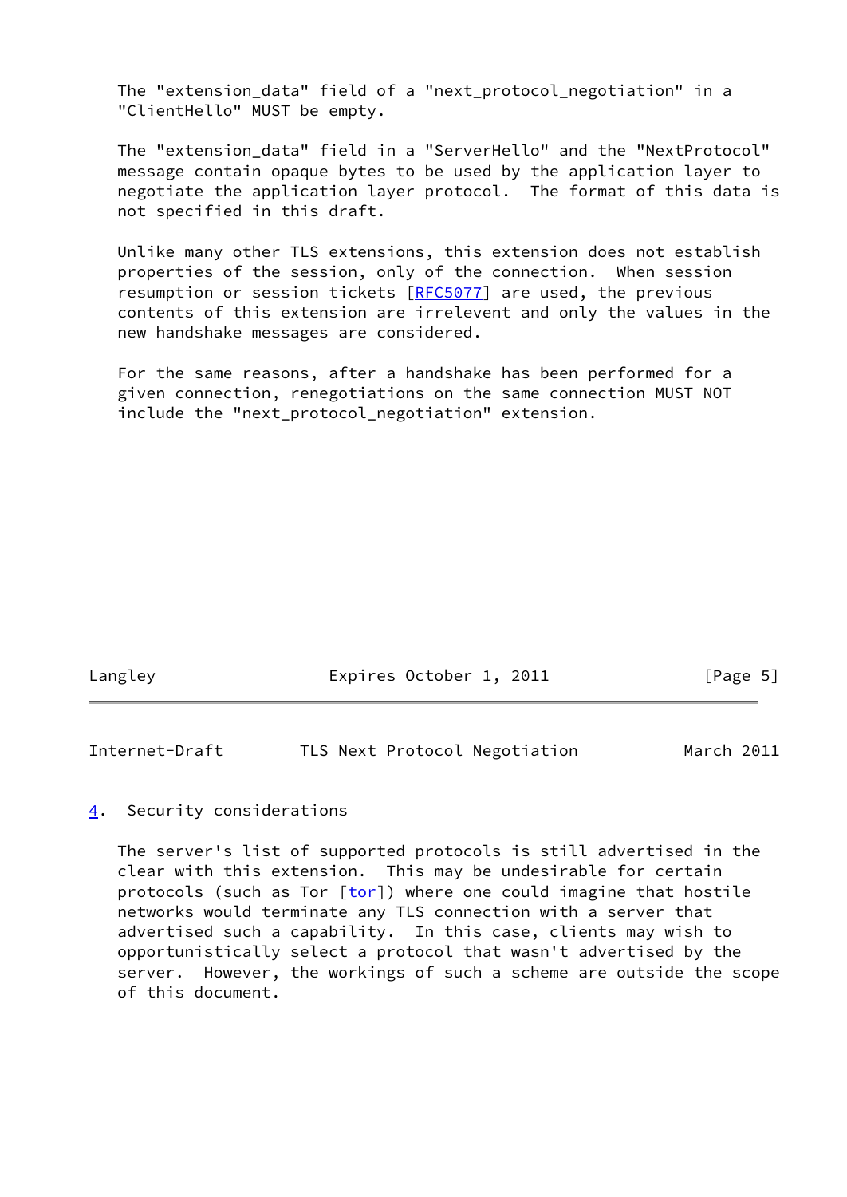The "extension_data" field of a "next_protocol_negotiation" in a "ClientHello" MUST be empty.

The "extension_data" field in a "ServerHello" and the "NextProtocol" message contain opaque bytes to be used by the application layer to negotiate the application layer protocol. The format of this data is not specified in this draft.

Unlike many other TLS extensions, this extension does not establish properties of the session, only of the connection. When session resumption or session tickets [RFC5077] are used, the previous contents of this extension are irrelevent and only the values in the new handshake messages are considered.

For the same reasons, after a handshake has been performed for a given connection, renegotiations on the same connection MUST NOT include the "next_protocol_negotiation" extension.

## 4. Security considerations

The server's list of supported protocols is still advertised in the clear with this extension. This may be undesirable for certain protocols (such as Tor [tor]) where one could imagine that hostile networks would terminate any TLS connection with a server that advertised such a capability. In this case, clients may wish to opportunistically select a protocol that wasn't advertised by the server. However, the workings of such a scheme are outside the scope of this document.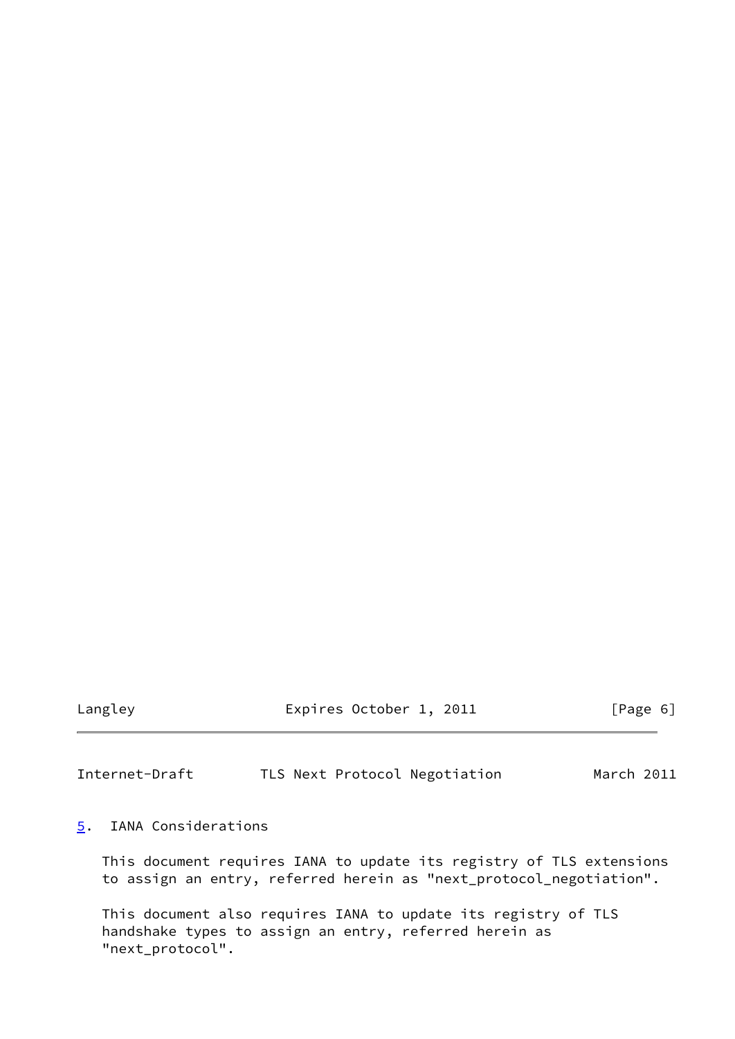## 5. IANA Considerations

This document requires IANA to update its registry of TLS extensions to assign an entry, referred herein as "next_protocol_negotiation".

This document also requires IANA to update its registry of TLS handshake types to assign an entry, referred herein as "next_protocol".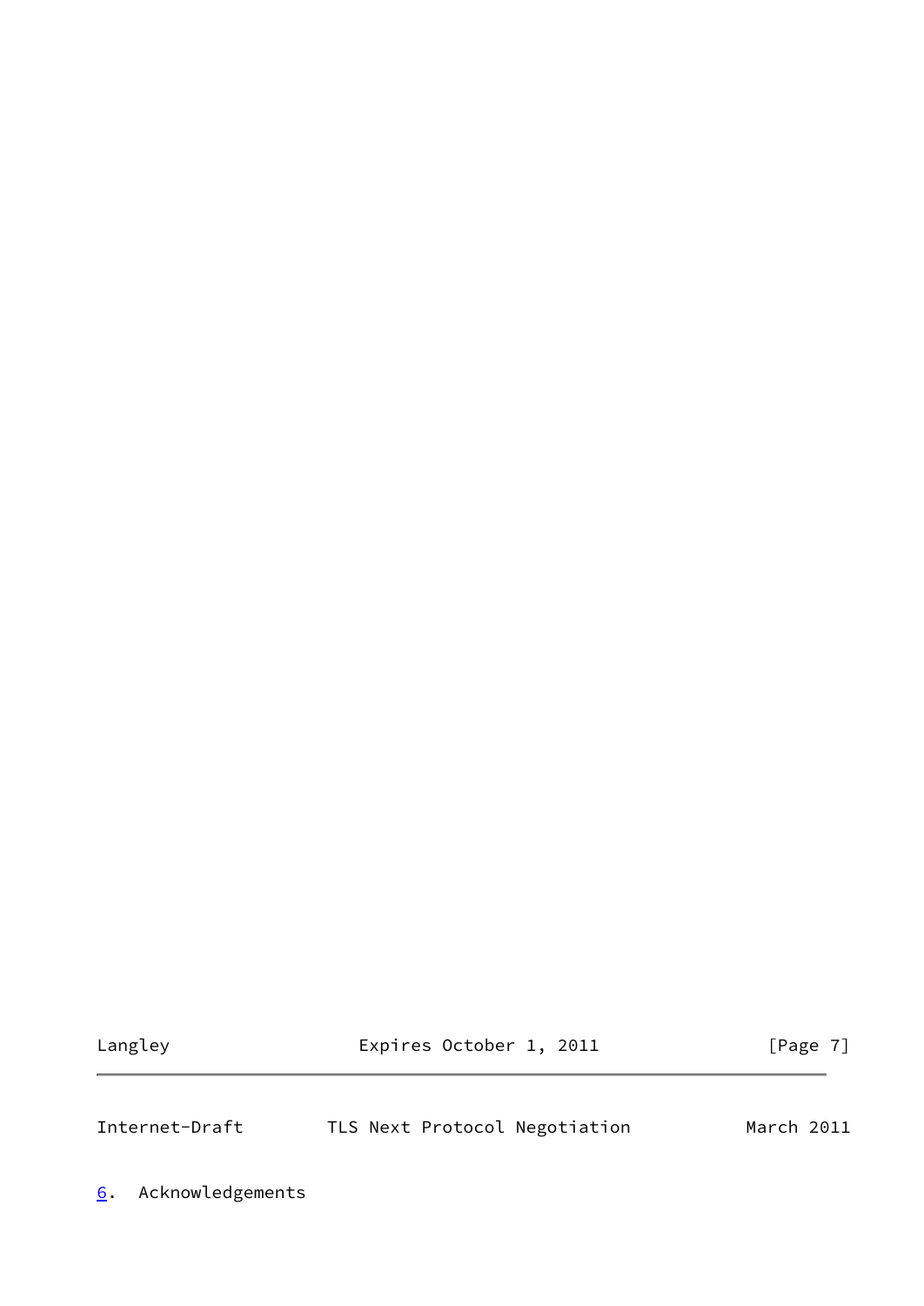## 6. Acknowledgements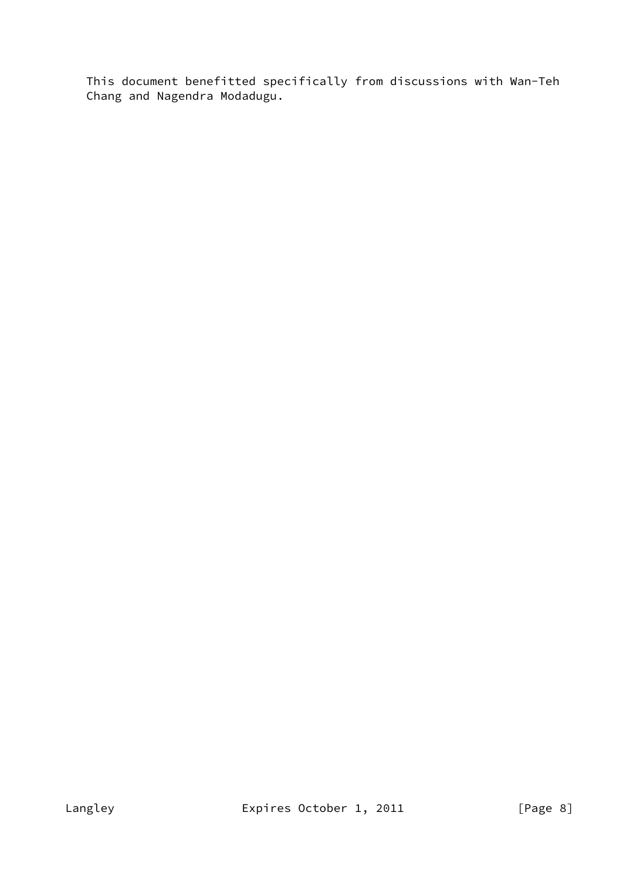This document benefitted specifically from discussions with Wan-Teh Chang and Nagendra Modadugu.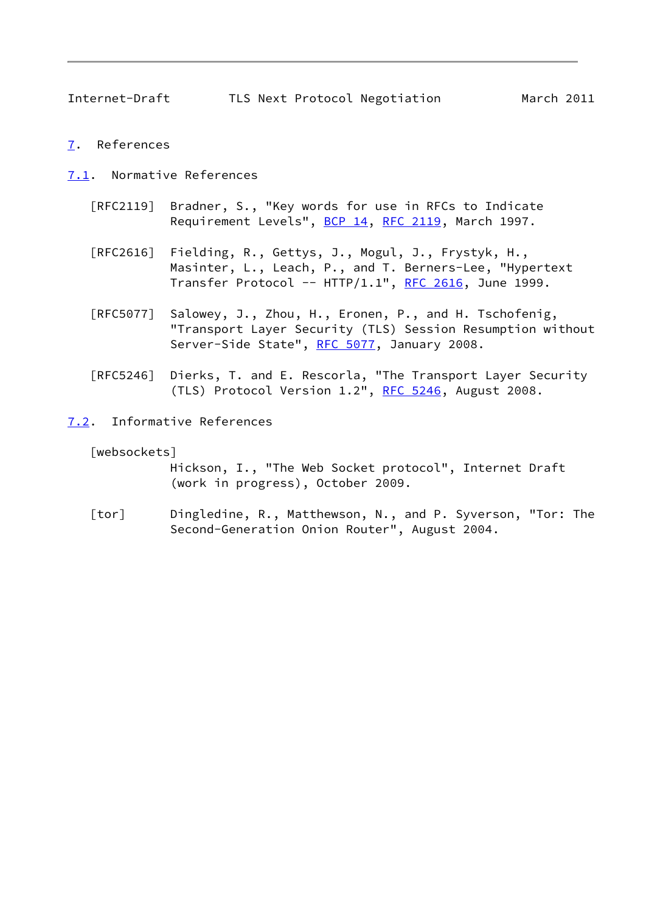# 7. References

## 7.1. Normative References

[RFC2119] Bradner, S., "Key words for use in RFCs to Indicate Requirement Levels", BCP 14, RFC 2119, March 1997.

[RFC2616] Fielding, R., Gettys, J., Mogul, J., Frystyk, H., Masinter, L., Leach, P., and T. Berners-Lee, "Hypertext Transfer Protocol -- HTTP/1.1", RFC 2616, June 1999.

[RFC5077] Salowey, J., Zhou, H., Eronen, P., and H. Tschofenig, "Transport Layer Security (TLS) Session Resumption without Server-Side State", RFC 5077, January 2008.

[RFC5246] Dierks, T. and E. Rescorla, "The Transport Layer Security (TLS) Protocol Version 1.2", RFC 5246, August 2008.

## 7.2. Informative References

[websockets] Hickson, I., "The Web Socket protocol", Internet Draft (work in progress), October 2009.

[tor] Dingledine, R., Matthewson, N., and P. Syverson, "Tor: The Second-Generation Onion Router", August 2004.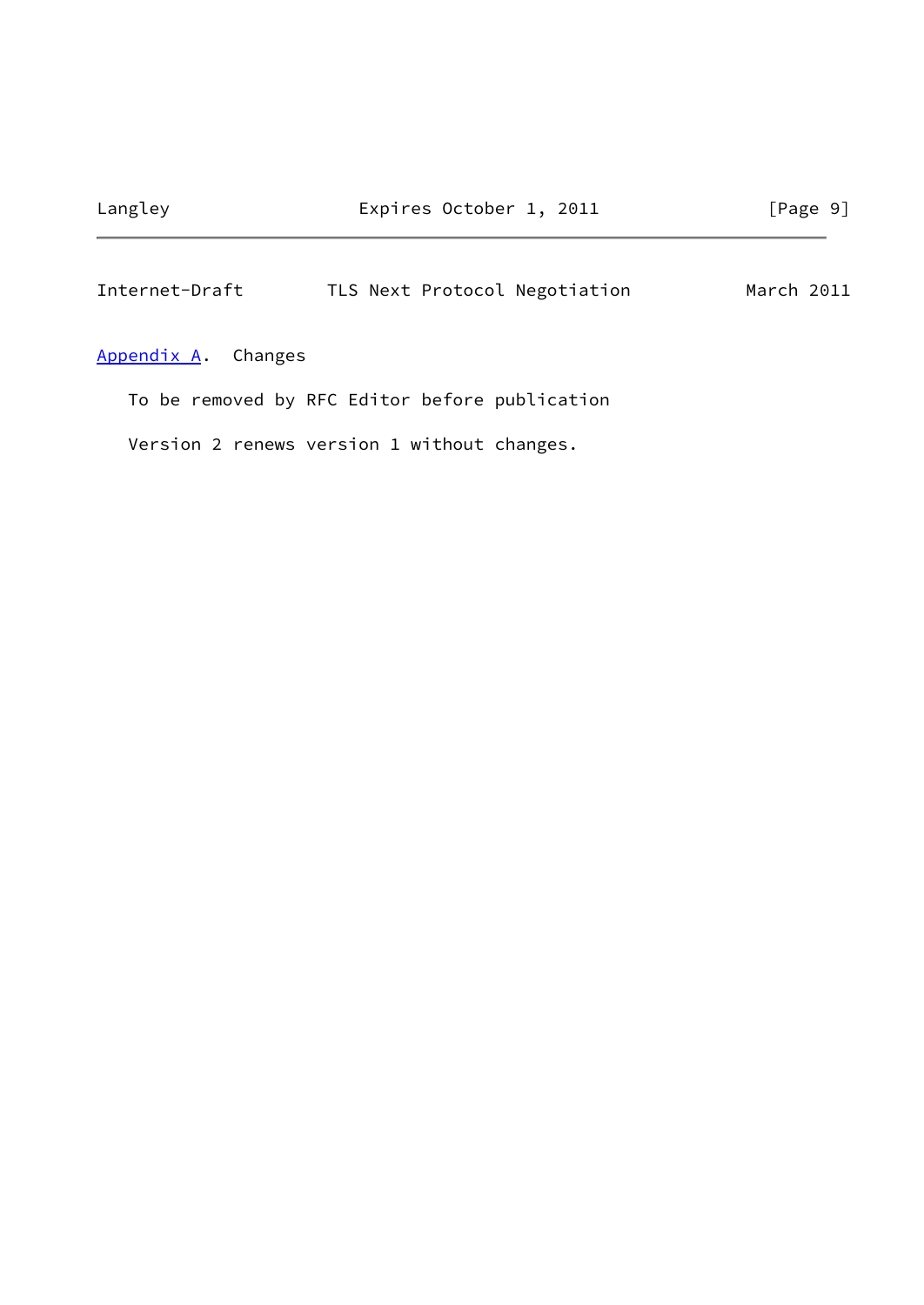## Appendix A. Changes

To be removed by RFC Editor before publication

Version 2 renews version 1 without changes.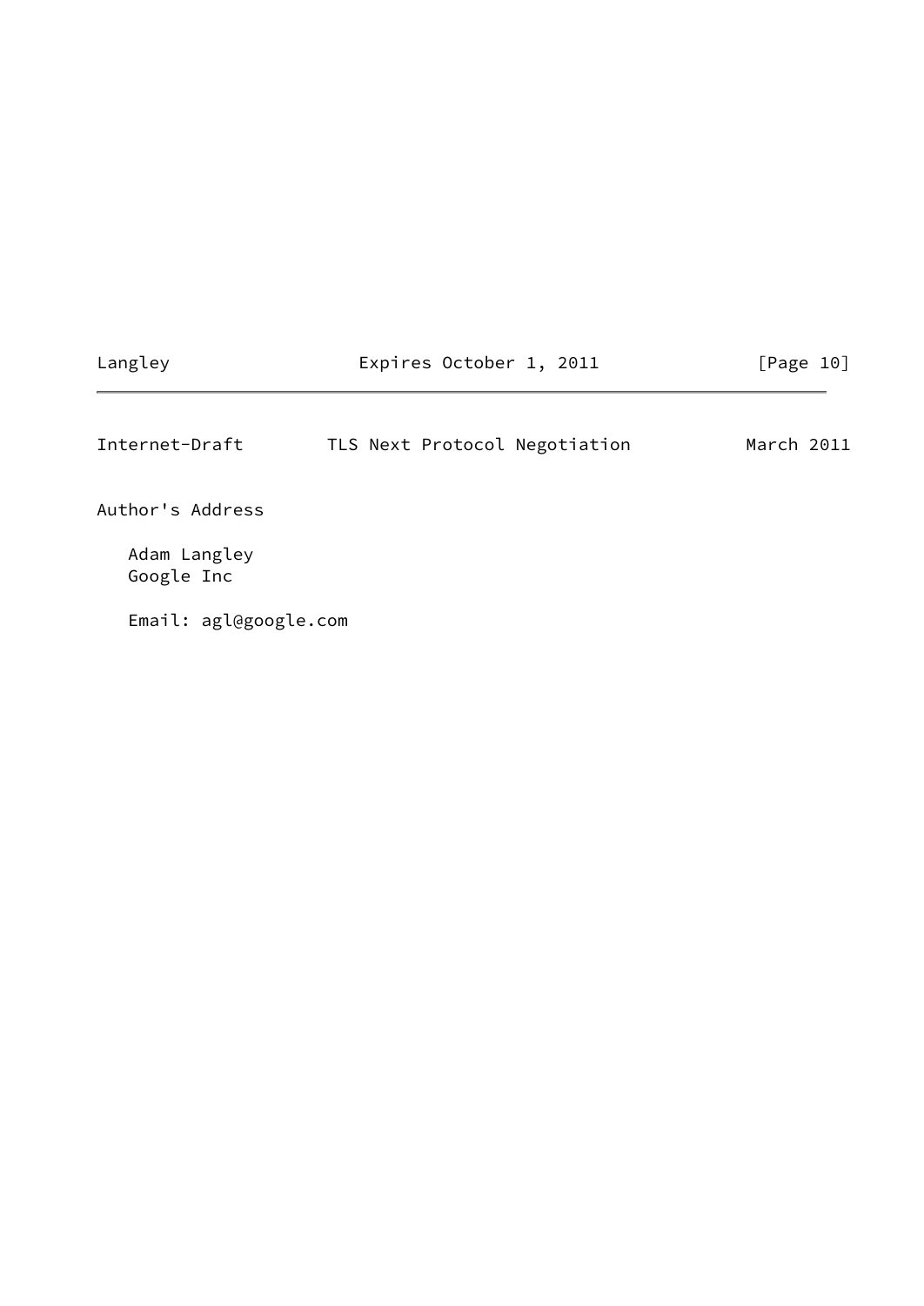## Author's Address

Adam Langley
Google Inc

Email: agl@google.com